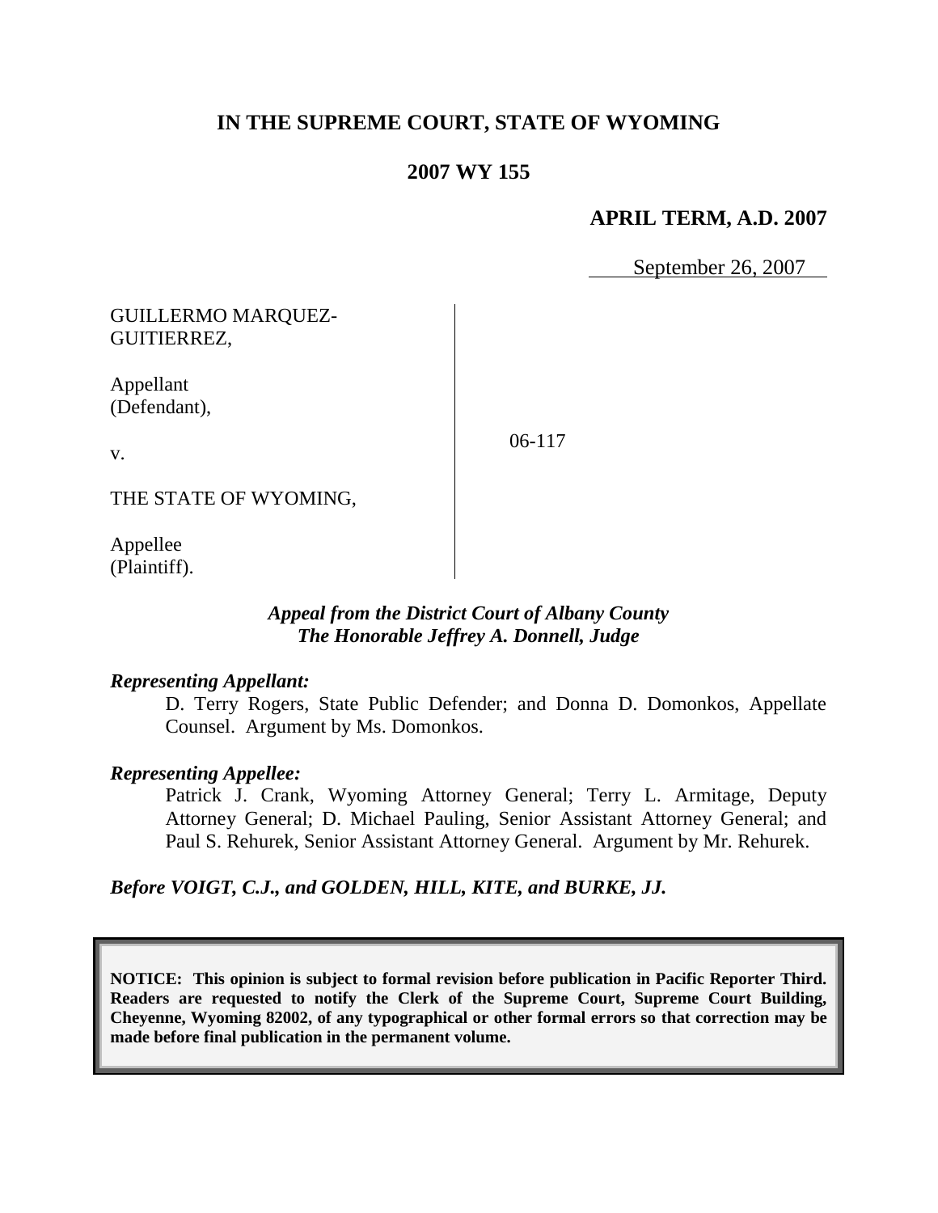**IN THE SUPREME COURT, STATE OF WYOMING**

**2007 WY 155**

**APRIL TERM, A.D. 2007**

September 26, 2007

| | |
|---|---|
| GUILLERMO MARQUEZ-GUITIERREZ,<br><br>Appellant (Defendant),<br><br>v.<br><br>THE STATE OF WYOMING,<br><br>Appellee (Plaintiff). | 06-117 |

***Appeal from the District Court of Albany County***
***The Honorable Jeffrey A. Donnell, Judge***

***Representing Appellant:***

D. Terry Rogers, State Public Defender; and Donna D. Domonkos, Appellate Counsel. Argument by Ms. Domonkos.

***Representing Appellee:***

Patrick J. Crank, Wyoming Attorney General; Terry L. Armitage, Deputy Attorney General; D. Michael Pauling, Senior Assistant Attorney General; and Paul S. Rehurek, Senior Assistant Attorney General. Argument by Mr. Rehurek.

***Before VOIGT, C.J., and GOLDEN, HILL, KITE, and BURKE, JJ.***

**NOTICE: This opinion is subject to formal revision before publication in Pacific Reporter Third. Readers are requested to notify the Clerk of the Supreme Court, Supreme Court Building, Cheyenne, Wyoming 82002, of any typographical or other formal errors so that correction may be made before final publication in the permanent volume.**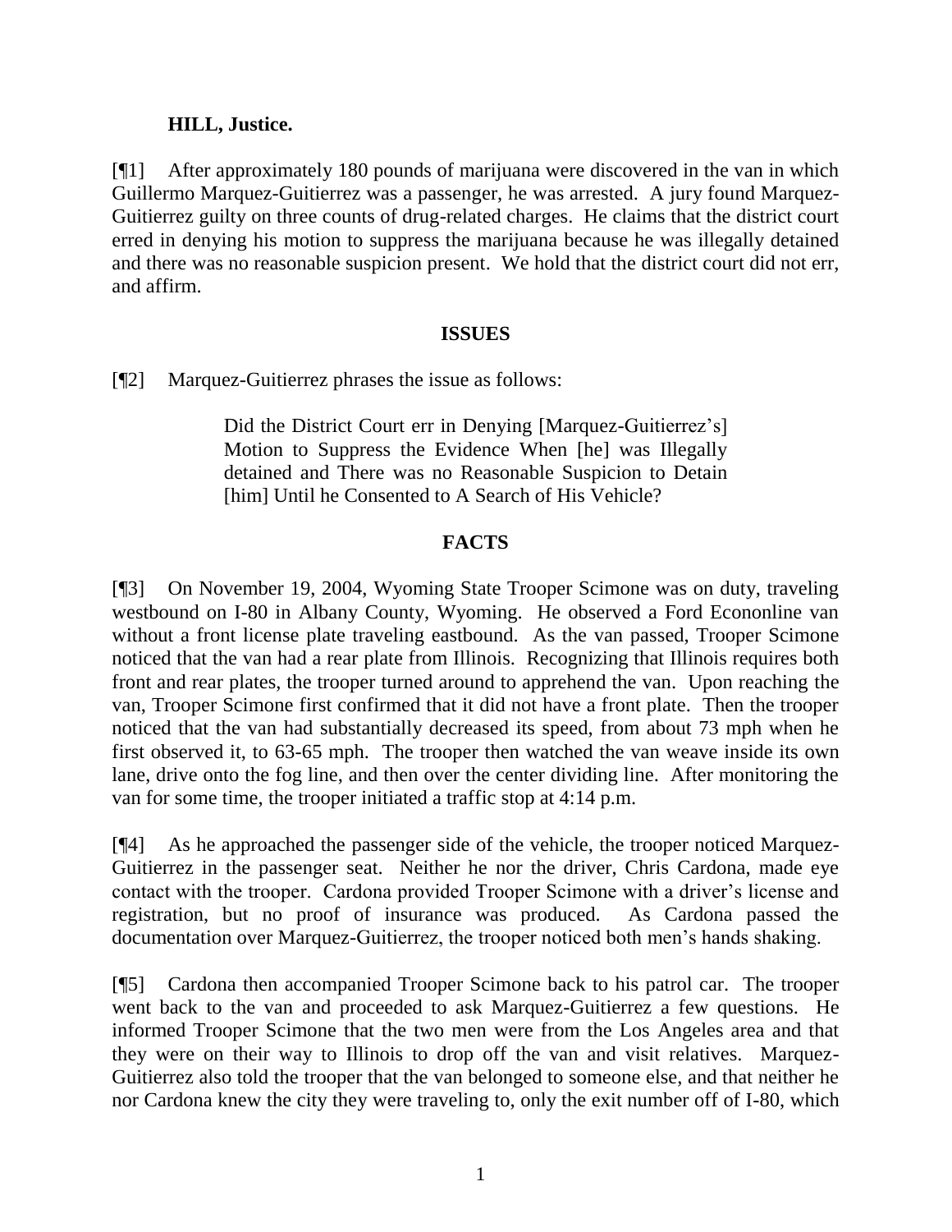**HILL, Justice.**

[¶1] After approximately 180 pounds of marijuana were discovered in the van in which Guillermo Marquez-Guitierrez was a passenger, he was arrested. A jury found Marquez-Guitierrez guilty on three counts of drug-related charges. He claims that the district court erred in denying his motion to suppress the marijuana because he was illegally detained and there was no reasonable suspicion present. We hold that the district court did not err, and affirm.

## ISSUES

[¶2] Marquez-Guitierrez phrases the issue as follows:

> Did the District Court err in Denying [Marquez-Guitierrez's] Motion to Suppress the Evidence When [he] was Illegally detained and There was no Reasonable Suspicion to Detain [him] Until he Consented to A Search of His Vehicle?

## FACTS

[¶3] On November 19, 2004, Wyoming State Trooper Scimone was on duty, traveling westbound on I-80 in Albany County, Wyoming. He observed a Ford Econonline van without a front license plate traveling eastbound. As the van passed, Trooper Scimone noticed that the van had a rear plate from Illinois. Recognizing that Illinois requires both front and rear plates, the trooper turned around to apprehend the van. Upon reaching the van, Trooper Scimone first confirmed that it did not have a front plate. Then the trooper noticed that the van had substantially decreased its speed, from about 73 mph when he first observed it, to 63-65 mph. The trooper then watched the van weave inside its own lane, drive onto the fog line, and then over the center dividing line. After monitoring the van for some time, the trooper initiated a traffic stop at 4:14 p.m.

[¶4] As he approached the passenger side of the vehicle, the trooper noticed Marquez-Guitierrez in the passenger seat. Neither he nor the driver, Chris Cardona, made eye contact with the trooper. Cardona provided Trooper Scimone with a driver's license and registration, but no proof of insurance was produced. As Cardona passed the documentation over Marquez-Guitierrez, the trooper noticed both men's hands shaking.

[¶5] Cardona then accompanied Trooper Scimone back to his patrol car. The trooper went back to the van and proceeded to ask Marquez-Guitierrez a few questions. He informed Trooper Scimone that the two men were from the Los Angeles area and that they were on their way to Illinois to drop off the van and visit relatives. Marquez-Guitierrez also told the trooper that the van belonged to someone else, and that neither he nor Cardona knew the city they were traveling to, only the exit number off of I-80, which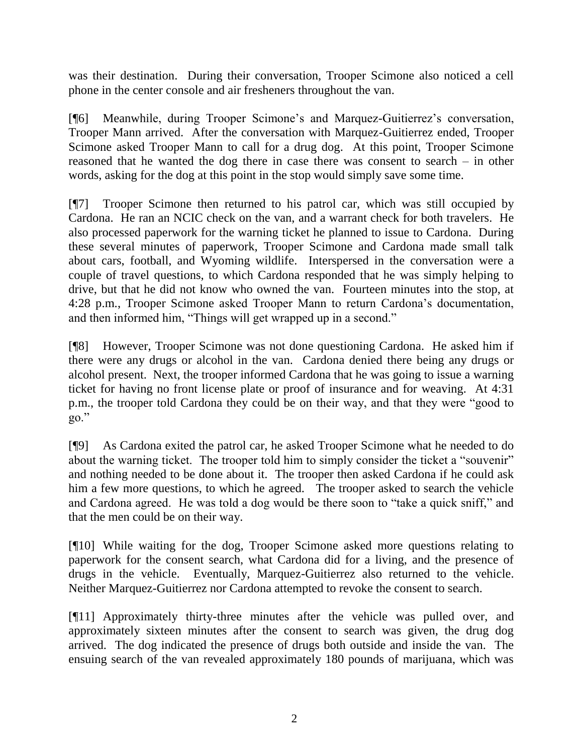was their destination. During their conversation, Trooper Scimone also noticed a cell phone in the center console and air fresheners throughout the van.

[¶6] Meanwhile, during Trooper Scimone's and Marquez-Guitierrez's conversation, Trooper Mann arrived. After the conversation with Marquez-Guitierrez ended, Trooper Scimone asked Trooper Mann to call for a drug dog. At this point, Trooper Scimone reasoned that he wanted the dog there in case there was consent to search – in other words, asking for the dog at this point in the stop would simply save some time.

[¶7] Trooper Scimone then returned to his patrol car, which was still occupied by Cardona. He ran an NCIC check on the van, and a warrant check for both travelers. He also processed paperwork for the warning ticket he planned to issue to Cardona. During these several minutes of paperwork, Trooper Scimone and Cardona made small talk about cars, football, and Wyoming wildlife. Interspersed in the conversation were a couple of travel questions, to which Cardona responded that he was simply helping to drive, but that he did not know who owned the van. Fourteen minutes into the stop, at 4:28 p.m., Trooper Scimone asked Trooper Mann to return Cardona's documentation, and then informed him, "Things will get wrapped up in a second."

[¶8] However, Trooper Scimone was not done questioning Cardona. He asked him if there were any drugs or alcohol in the van. Cardona denied there being any drugs or alcohol present. Next, the trooper informed Cardona that he was going to issue a warning ticket for having no front license plate or proof of insurance and for weaving. At 4:31 p.m., the trooper told Cardona they could be on their way, and that they were "good to go."

[¶9] As Cardona exited the patrol car, he asked Trooper Scimone what he needed to do about the warning ticket. The trooper told him to simply consider the ticket a "souvenir" and nothing needed to be done about it. The trooper then asked Cardona if he could ask him a few more questions, to which he agreed. The trooper asked to search the vehicle and Cardona agreed. He was told a dog would be there soon to "take a quick sniff," and that the men could be on their way.

[¶10] While waiting for the dog, Trooper Scimone asked more questions relating to paperwork for the consent search, what Cardona did for a living, and the presence of drugs in the vehicle. Eventually, Marquez-Guitierrez also returned to the vehicle. Neither Marquez-Guitierrez nor Cardona attempted to revoke the consent to search.

[¶11] Approximately thirty-three minutes after the vehicle was pulled over, and approximately sixteen minutes after the consent to search was given, the drug dog arrived. The dog indicated the presence of drugs both outside and inside the van. The ensuing search of the van revealed approximately 180 pounds of marijuana, which was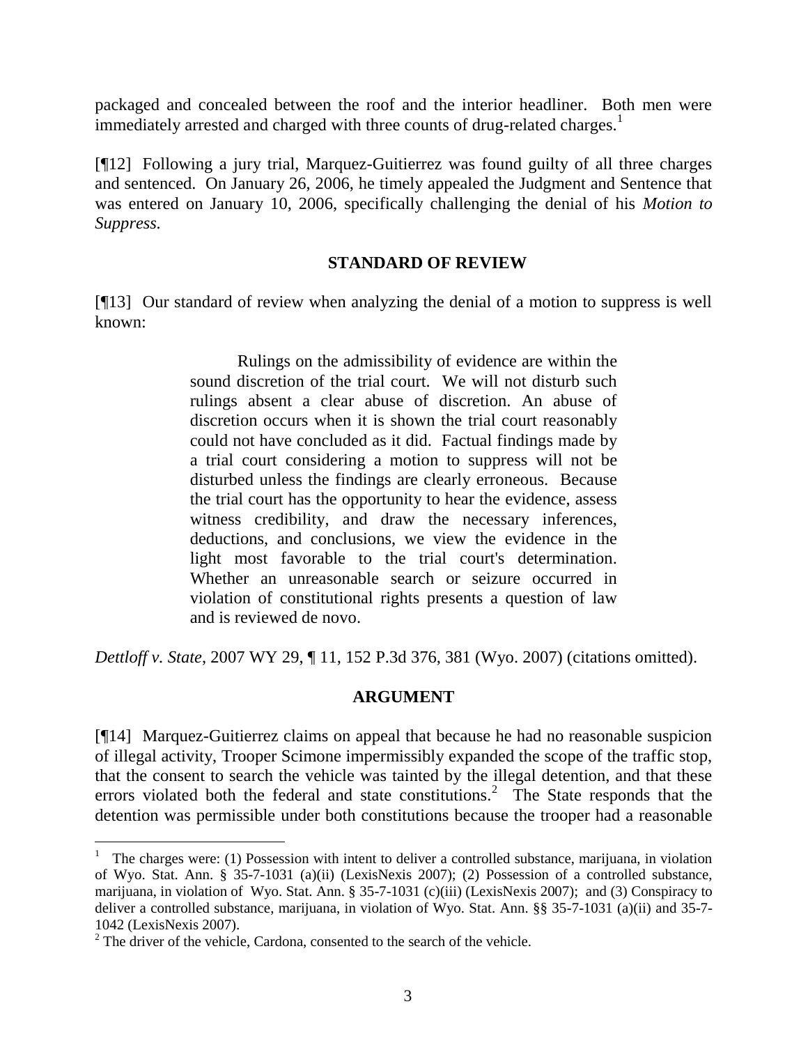packaged and concealed between the roof and the interior headliner. Both men were immediately arrested and charged with three counts of drug-related charges.[1]

[¶12] Following a jury trial, Marquez-Guitierrez was found guilty of all three charges and sentenced. On January 26, 2006, he timely appealed the Judgment and Sentence that was entered on January 10, 2006, specifically challenging the denial of his *Motion to Suppress.*

## STANDARD OF REVIEW

[¶13] Our standard of review when analyzing the denial of a motion to suppress is well known:

> Rulings on the admissibility of evidence are within the sound discretion of the trial court. We will not disturb such rulings absent a clear abuse of discretion. An abuse of discretion occurs when it is shown the trial court reasonably could not have concluded as it did. Factual findings made by a trial court considering a motion to suppress will not be disturbed unless the findings are clearly erroneous. Because the trial court has the opportunity to hear the evidence, assess witness credibility, and draw the necessary inferences, deductions, and conclusions, we view the evidence in the light most favorable to the trial court's determination. Whether an unreasonable search or seizure occurred in violation of constitutional rights presents a question of law and is reviewed de novo.

*Dettloff v. State*, 2007 WY 29, ¶ 11, 152 P.3d 376, 381 (Wyo. 2007) (citations omitted).

## ARGUMENT

[¶14] Marquez-Guitierrez claims on appeal that because he had no reasonable suspicion of illegal activity, Trooper Scimone impermissibly expanded the scope of the traffic stop, that the consent to search the vehicle was tainted by the illegal detention, and that these errors violated both the federal and state constitutions.[2] The State responds that the detention was permissible under both constitutions because the trooper had a reasonable

---

[1] The charges were: (1) Possession with intent to deliver a controlled substance, marijuana, in violation of Wyo. Stat. Ann. § 35-7-1031 (a)(ii) (LexisNexis 2007); (2) Possession of a controlled substance, marijuana, in violation of Wyo. Stat. Ann. § 35-7-1031 (c)(iii) (LexisNexis 2007); and (3) Conspiracy to deliver a controlled substance, marijuana, in violation of Wyo. Stat. Ann. §§ 35-7-1031 (a)(ii) and 35-7-1042 (LexisNexis 2007).

[2] The driver of the vehicle, Cardona, consented to the search of the vehicle.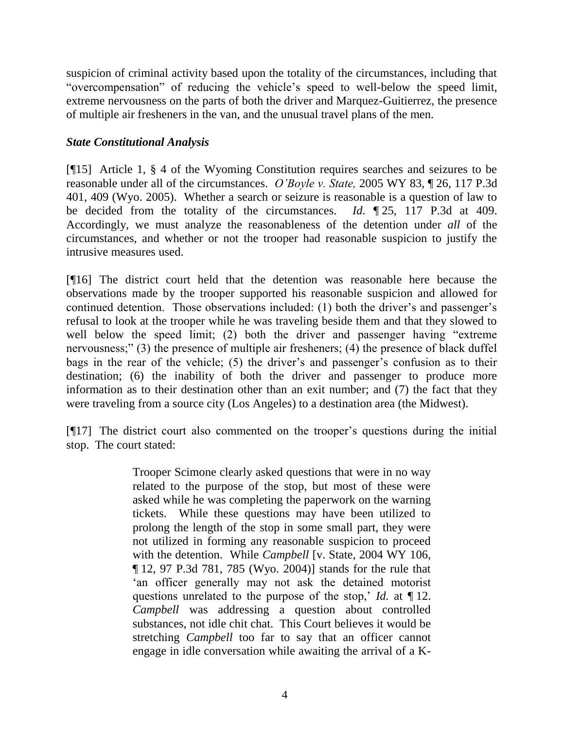suspicion of criminal activity based upon the totality of the circumstances, including that "overcompensation" of reducing the vehicle's speed to well-below the speed limit, extreme nervousness on the parts of both the driver and Marquez-Guitierrez, the presence of multiple air fresheners in the van, and the unusual travel plans of the men.

### *State Constitutional Analysis*

[¶15] Article 1, § 4 of the Wyoming Constitution requires searches and seizures to be reasonable under all of the circumstances. *O'Boyle v. State,* 2005 WY 83, ¶ 26, 117 P.3d 401, 409 (Wyo. 2005). Whether a search or seizure is reasonable is a question of law to be decided from the totality of the circumstances. *Id.* ¶ 25, 117 P.3d at 409. Accordingly, we must analyze the reasonableness of the detention under *all* of the circumstances, and whether or not the trooper had reasonable suspicion to justify the intrusive measures used.

[¶16] The district court held that the detention was reasonable here because the observations made by the trooper supported his reasonable suspicion and allowed for continued detention. Those observations included: (1) both the driver's and passenger's refusal to look at the trooper while he was traveling beside them and that they slowed to well below the speed limit; (2) both the driver and passenger having "extreme nervousness;" (3) the presence of multiple air fresheners; (4) the presence of black duffel bags in the rear of the vehicle; (5) the driver's and passenger's confusion as to their destination; (6) the inability of both the driver and passenger to produce more information as to their destination other than an exit number; and (7) the fact that they were traveling from a source city (Los Angeles) to a destination area (the Midwest).

[¶17] The district court also commented on the trooper's questions during the initial stop. The court stated:

> Trooper Scimone clearly asked questions that were in no way related to the purpose of the stop, but most of these were asked while he was completing the paperwork on the warning tickets. While these questions may have been utilized to prolong the length of the stop in some small part, they were not utilized in forming any reasonable suspicion to proceed with the detention. While *Campbell* [v. State, 2004 WY 106, ¶ 12, 97 P.3d 781, 785 (Wyo. 2004)] stands for the rule that 'an officer generally may not ask the detained motorist questions unrelated to the purpose of the stop,' *Id.* at ¶ 12. *Campbell* was addressing a question about controlled substances, not idle chit chat. This Court believes it would be stretching *Campbell* too far to say that an officer cannot engage in idle conversation while awaiting the arrival of a K-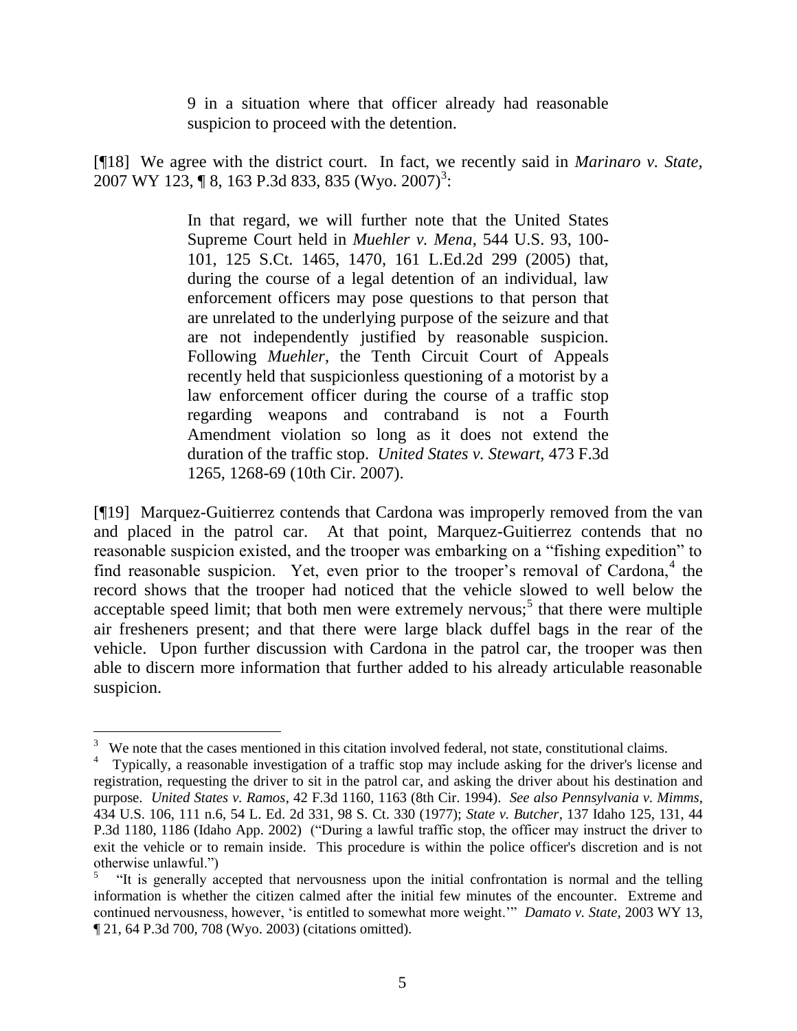> 9 in a situation where that officer already had reasonable suspicion to proceed with the detention.

[¶18] We agree with the district court. In fact, we recently said in *Marinaro v. State*, 2007 WY 123, ¶ 8, 163 P.3d 833, 835 (Wyo. 2007)[3]:

> In that regard, we will further note that the United States Supreme Court held in *Muehler v. Mena*, 544 U.S. 93, 100-101, 125 S.Ct. 1465, 1470, 161 L.Ed.2d 299 (2005) that, during the course of a legal detention of an individual, law enforcement officers may pose questions to that person that are unrelated to the underlying purpose of the seizure and that are not independently justified by reasonable suspicion. Following *Muehler*, the Tenth Circuit Court of Appeals recently held that suspicionless questioning of a motorist by a law enforcement officer during the course of a traffic stop regarding weapons and contraband is not a Fourth Amendment violation so long as it does not extend the duration of the traffic stop. *United States v. Stewart*, 473 F.3d 1265, 1268-69 (10th Cir. 2007).

[¶19] Marquez-Guitierrez contends that Cardona was improperly removed from the van and placed in the patrol car. At that point, Marquez-Guitierrez contends that no reasonable suspicion existed, and the trooper was embarking on a "fishing expedition" to find reasonable suspicion. Yet, even prior to the trooper's removal of Cardona,[4] the record shows that the trooper had noticed that the vehicle slowed to well below the acceptable speed limit; that both men were extremely nervous;[5] that there were multiple air fresheners present; and that there were large black duffel bags in the rear of the vehicle. Upon further discussion with Cardona in the patrol car, the trooper was then able to discern more information that further added to his already articulable reasonable suspicion.

---

[3] We note that the cases mentioned in this citation involved federal, not state, constitutional claims.

[4] Typically, a reasonable investigation of a traffic stop may include asking for the driver's license and registration, requesting the driver to sit in the patrol car, and asking the driver about his destination and purpose. *United States v. Ramos*, 42 F.3d 1160, 1163 (8th Cir. 1994). *See also Pennsylvania v. Mimms*, 434 U.S. 106, 111 n.6, 54 L. Ed. 2d 331, 98 S. Ct. 330 (1977); *State v. Butcher*, 137 Idaho 125, 131, 44 P.3d 1180, 1186 (Idaho App. 2002) ("During a lawful traffic stop, the officer may instruct the driver to exit the vehicle or to remain inside. This procedure is within the police officer's discretion and is not otherwise unlawful.")

[5] "It is generally accepted that nervousness upon the initial confrontation is normal and the telling information is whether the citizen calmed after the initial few minutes of the encounter. Extreme and continued nervousness, however, 'is entitled to somewhat more weight.'" *Damato v. State*, 2003 WY 13, ¶ 21, 64 P.3d 700, 708 (Wyo. 2003) (citations omitted).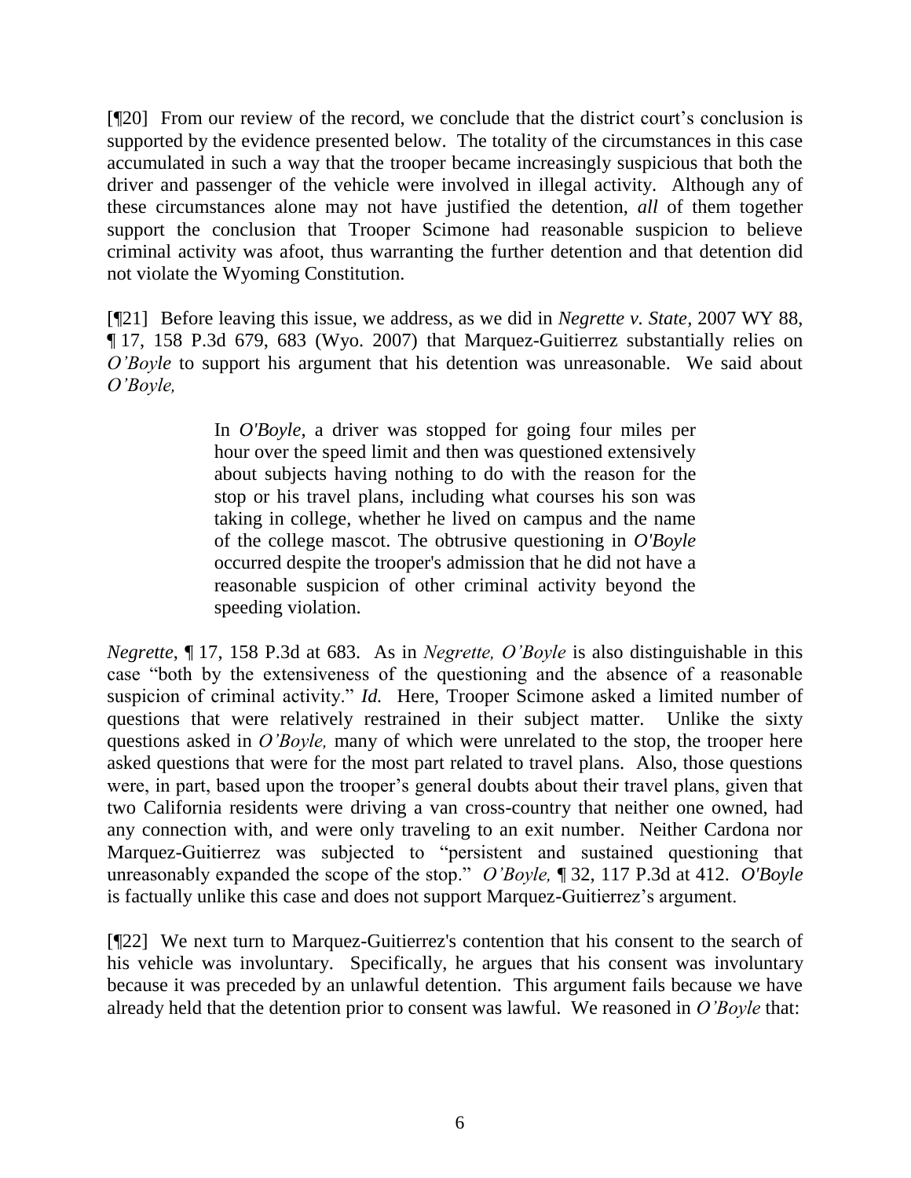[¶20] From our review of the record, we conclude that the district court's conclusion is supported by the evidence presented below. The totality of the circumstances in this case accumulated in such a way that the trooper became increasingly suspicious that both the driver and passenger of the vehicle were involved in illegal activity. Although any of these circumstances alone may not have justified the detention, *all* of them together support the conclusion that Trooper Scimone had reasonable suspicion to believe criminal activity was afoot, thus warranting the further detention and that detention did not violate the Wyoming Constitution.

[¶21] Before leaving this issue, we address, as we did in *Negrette v. State*, 2007 WY 88, ¶ 17, 158 P.3d 679, 683 (Wyo. 2007) that Marquez-Guitierrez substantially relies on *O'Boyle* to support his argument that his detention was unreasonable. We said about *O'Boyle,*

> In *O'Boyle*, a driver was stopped for going four miles per hour over the speed limit and then was questioned extensively about subjects having nothing to do with the reason for the stop or his travel plans, including what courses his son was taking in college, whether he lived on campus and the name of the college mascot. The obtrusive questioning in *O'Boyle* occurred despite the trooper's admission that he did not have a reasonable suspicion of other criminal activity beyond the speeding violation.

*Negrette*, ¶ 17, 158 P.3d at 683. As in *Negrette, O'Boyle* is also distinguishable in this case "both by the extensiveness of the questioning and the absence of a reasonable suspicion of criminal activity." *Id.* Here, Trooper Scimone asked a limited number of questions that were relatively restrained in their subject matter. Unlike the sixty questions asked in *O'Boyle,* many of which were unrelated to the stop, the trooper here asked questions that were for the most part related to travel plans. Also, those questions were, in part, based upon the trooper's general doubts about their travel plans, given that two California residents were driving a van cross-country that neither one owned, had any connection with, and were only traveling to an exit number. Neither Cardona nor Marquez-Guitierrez was subjected to "persistent and sustained questioning that unreasonably expanded the scope of the stop." *O'Boyle,* ¶ 32, 117 P.3d at 412. *O'Boyle* is factually unlike this case and does not support Marquez-Guitierrez's argument.

[¶22] We next turn to Marquez-Guitierrez's contention that his consent to the search of his vehicle was involuntary. Specifically, he argues that his consent was involuntary because it was preceded by an unlawful detention. This argument fails because we have already held that the detention prior to consent was lawful. We reasoned in *O'Boyle* that: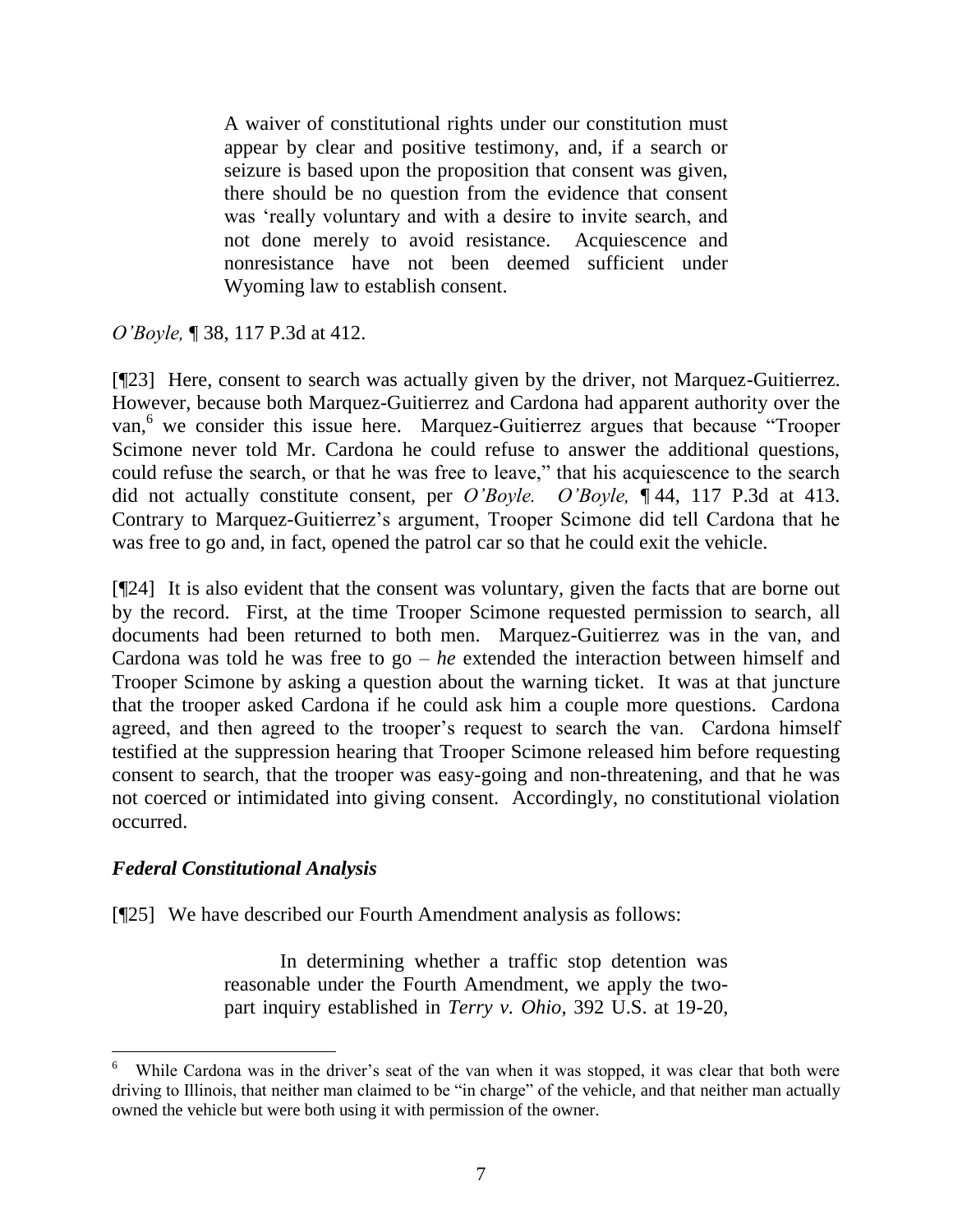> A waiver of constitutional rights under our constitution must appear by clear and positive testimony, and, if a search or seizure is based upon the proposition that consent was given, there should be no question from the evidence that consent was 'really voluntary and with a desire to invite search, and not done merely to avoid resistance. Acquiescence and nonresistance have not been deemed sufficient under Wyoming law to establish consent.

*O'Boyle,* ¶ 38, 117 P.3d at 412.

[¶23] Here, consent to search was actually given by the driver, not Marquez-Guitierrez. However, because both Marquez-Guitierrez and Cardona had apparent authority over the van,[6] we consider this issue here. Marquez-Guitierrez argues that because "Trooper Scimone never told Mr. Cardona he could refuse to answer the additional questions, could refuse the search, or that he was free to leave," that his acquiescence to the search did not actually constitute consent, per *O'Boyle. O'Boyle,* ¶ 44, 117 P.3d at 413. Contrary to Marquez-Guitierrez's argument, Trooper Scimone did tell Cardona that he was free to go and, in fact, opened the patrol car so that he could exit the vehicle.

[¶24] It is also evident that the consent was voluntary, given the facts that are borne out by the record. First, at the time Trooper Scimone requested permission to search, all documents had been returned to both men. Marquez-Guitierrez was in the van, and Cardona was told he was free to go – *he* extended the interaction between himself and Trooper Scimone by asking a question about the warning ticket. It was at that juncture that the trooper asked Cardona if he could ask him a couple more questions. Cardona agreed, and then agreed to the trooper's request to search the van. Cardona himself testified at the suppression hearing that Trooper Scimone released him before requesting consent to search, that the trooper was easy-going and non-threatening, and that he was not coerced or intimidated into giving consent. Accordingly, no constitutional violation occurred.

### *Federal Constitutional Analysis*

[¶25] We have described our Fourth Amendment analysis as follows:

> In determining whether a traffic stop detention was reasonable under the Fourth Amendment, we apply the two-part inquiry established in *Terry v. Ohio*, 392 U.S. at 19-20,

---

[6] While Cardona was in the driver's seat of the van when it was stopped, it was clear that both were driving to Illinois, that neither man claimed to be "in charge" of the vehicle, and that neither man actually owned the vehicle but were both using it with permission of the owner.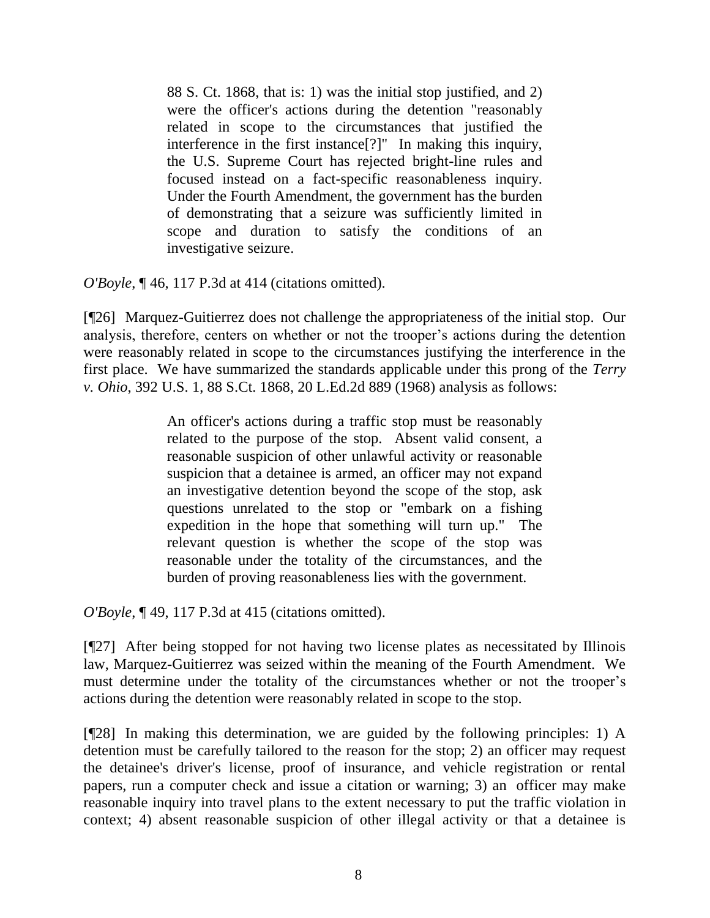> 88 S. Ct. 1868, that is: 1) was the initial stop justified, and 2) were the officer's actions during the detention "reasonably related in scope to the circumstances that justified the interference in the first instance[?]" In making this inquiry, the U.S. Supreme Court has rejected bright-line rules and focused instead on a fact-specific reasonableness inquiry. Under the Fourth Amendment, the government has the burden of demonstrating that a seizure was sufficiently limited in scope and duration to satisfy the conditions of an investigative seizure.

*O'Boyle*, ¶ 46, 117 P.3d at 414 (citations omitted).

[¶26] Marquez-Guitierrez does not challenge the appropriateness of the initial stop. Our analysis, therefore, centers on whether or not the trooper's actions during the detention were reasonably related in scope to the circumstances justifying the interference in the first place. We have summarized the standards applicable under this prong of the *Terry v. Ohio*, 392 U.S. 1, 88 S.Ct. 1868, 20 L.Ed.2d 889 (1968) analysis as follows:

> An officer's actions during a traffic stop must be reasonably related to the purpose of the stop. Absent valid consent, a reasonable suspicion of other unlawful activity or reasonable suspicion that a detainee is armed, an officer may not expand an investigative detention beyond the scope of the stop, ask questions unrelated to the stop or "embark on a fishing expedition in the hope that something will turn up." The relevant question is whether the scope of the stop was reasonable under the totality of the circumstances, and the burden of proving reasonableness lies with the government.

*O'Boyle*, ¶ 49, 117 P.3d at 415 (citations omitted).

[¶27] After being stopped for not having two license plates as necessitated by Illinois law, Marquez-Guitierrez was seized within the meaning of the Fourth Amendment. We must determine under the totality of the circumstances whether or not the trooper's actions during the detention were reasonably related in scope to the stop.

[¶28] In making this determination, we are guided by the following principles: 1) A detention must be carefully tailored to the reason for the stop; 2) an officer may request the detainee's driver's license, proof of insurance, and vehicle registration or rental papers, run a computer check and issue a citation or warning; 3) an officer may make reasonable inquiry into travel plans to the extent necessary to put the traffic violation in context; 4) absent reasonable suspicion of other illegal activity or that a detainee is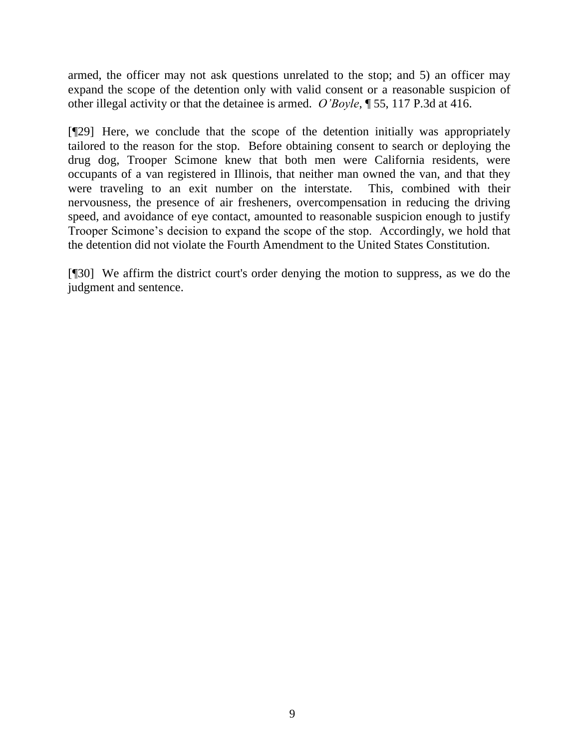armed, the officer may not ask questions unrelated to the stop; and 5) an officer may expand the scope of the detention only with valid consent or a reasonable suspicion of other illegal activity or that the detainee is armed. *O'Boyle*, ¶ 55, 117 P.3d at 416.

[¶29] Here, we conclude that the scope of the detention initially was appropriately tailored to the reason for the stop. Before obtaining consent to search or deploying the drug dog, Trooper Scimone knew that both men were California residents, were occupants of a van registered in Illinois, that neither man owned the van, and that they were traveling to an exit number on the interstate. This, combined with their nervousness, the presence of air fresheners, overcompensation in reducing the driving speed, and avoidance of eye contact, amounted to reasonable suspicion enough to justify Trooper Scimone's decision to expand the scope of the stop. Accordingly, we hold that the detention did not violate the Fourth Amendment to the United States Constitution.

[¶30] We affirm the district court's order denying the motion to suppress, as we do the judgment and sentence.